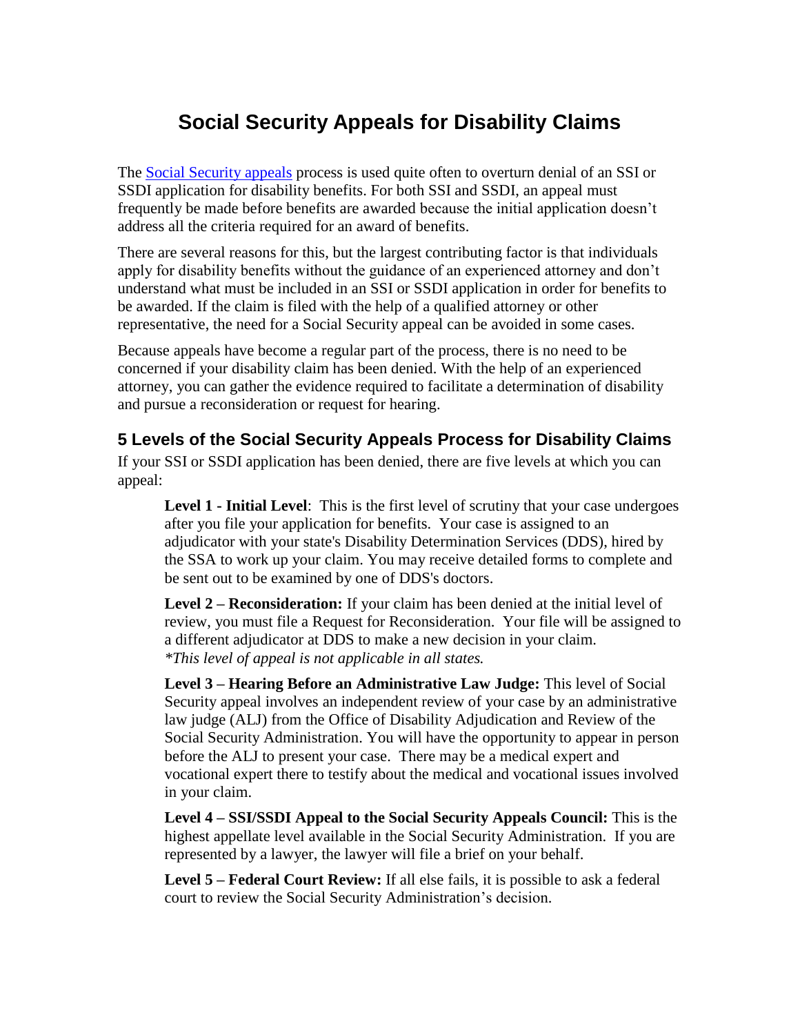# Social Security Appeals for Disability Claims

The [Social Security appeals](#) process is used quite often to overturn denial of an SSI or SSDI application for disability benefits. For both SSI and SSDI, an appeal must frequently be made before benefits are awarded because the initial application doesn't address all the criteria required for an award of benefits.

There are several reasons for this, but the largest contributing factor is that individuals apply for disability benefits without the guidance of an experienced attorney and don't understand what must be included in an SSI or SSDI application in order for benefits to be awarded. If the claim is filed with the help of a qualified attorney or other representative, the need for a Social Security appeal can be avoided in some cases.

Because appeals have become a regular part of the process, there is no need to be concerned if your disability claim has been denied. With the help of an experienced attorney, you can gather the evidence required to facilitate a determination of disability and pursue a reconsideration or request for hearing.

## 5 Levels of the Social Security Appeals Process for Disability Claims

If your SSI or SSDI application has been denied, there are five levels at which you can appeal:

> **Level 1 - Initial Level**: This is the first level of scrutiny that your case undergoes after you file your application for benefits. Your case is assigned to an adjudicator with your state's Disability Determination Services (DDS), hired by the SSA to work up your claim. You may receive detailed forms to complete and be sent out to be examined by one of DDS's doctors.
>
> **Level 2 – Reconsideration:** If your claim has been denied at the initial level of review, you must file a Request for Reconsideration. Your file will be assigned to a different adjudicator at DDS to make a new decision in your claim.
> *\*This level of appeal is not applicable in all states.*
>
> **Level 3 – Hearing Before an Administrative Law Judge:** This level of Social Security appeal involves an independent review of your case by an administrative law judge (ALJ) from the Office of Disability Adjudication and Review of the Social Security Administration. You will have the opportunity to appear in person before the ALJ to present your case. There may be a medical expert and vocational expert there to testify about the medical and vocational issues involved in your claim.
>
> **Level 4 – SSI/SSDI Appeal to the Social Security Appeals Council:** This is the highest appellate level available in the Social Security Administration. If you are represented by a lawyer, the lawyer will file a brief on your behalf.
>
> **Level 5 – Federal Court Review:** If all else fails, it is possible to ask a federal court to review the Social Security Administration's decision.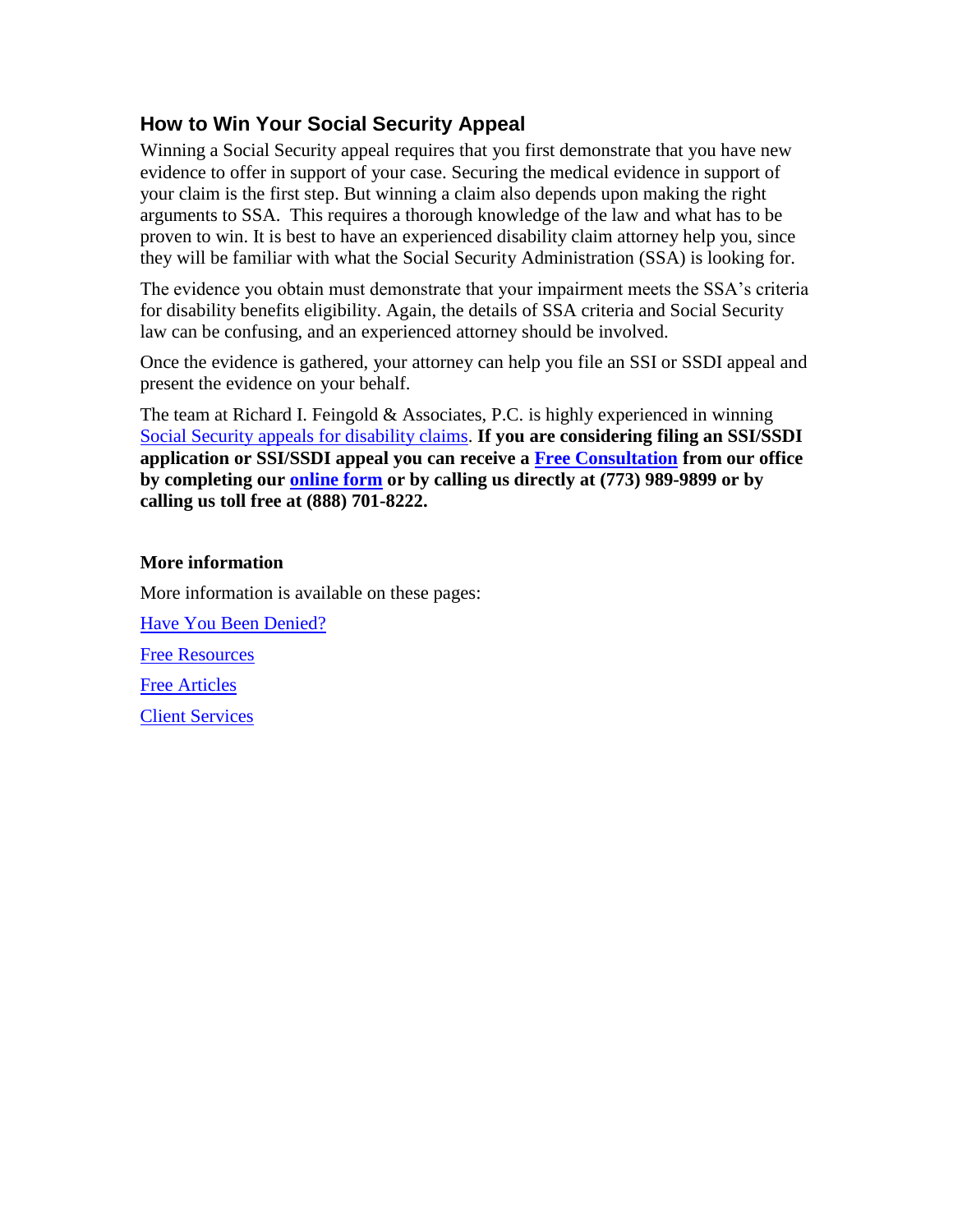## How to Win Your Social Security Appeal

Winning a Social Security appeal requires that you first demonstrate that you have new evidence to offer in support of your case. Securing the medical evidence in support of your claim is the first step. But winning a claim also depends upon making the right arguments to SSA. This requires a thorough knowledge of the law and what has to be proven to win. It is best to have an experienced disability claim attorney help you, since they will be familiar with what the Social Security Administration (SSA) is looking for.

The evidence you obtain must demonstrate that your impairment meets the SSA's criteria for disability benefits eligibility. Again, the details of SSA criteria and Social Security law can be confusing, and an experienced attorney should be involved.

Once the evidence is gathered, your attorney can help you file an SSI or SSDI appeal and present the evidence on your behalf.

The team at Richard I. Feingold & Associates, P.C. is highly experienced in winning Social Security appeals for disability claims. **If you are considering filing an SSI/SSDI application or SSI/SSDI appeal you can receive a Free Consultation from our office by completing our online form or by calling us directly at (773) 989-9899 or by calling us toll free at (888) 701-8222.**

**More information**

More information is available on these pages:

Have You Been Denied?

Free Resources

Free Articles

Client Services